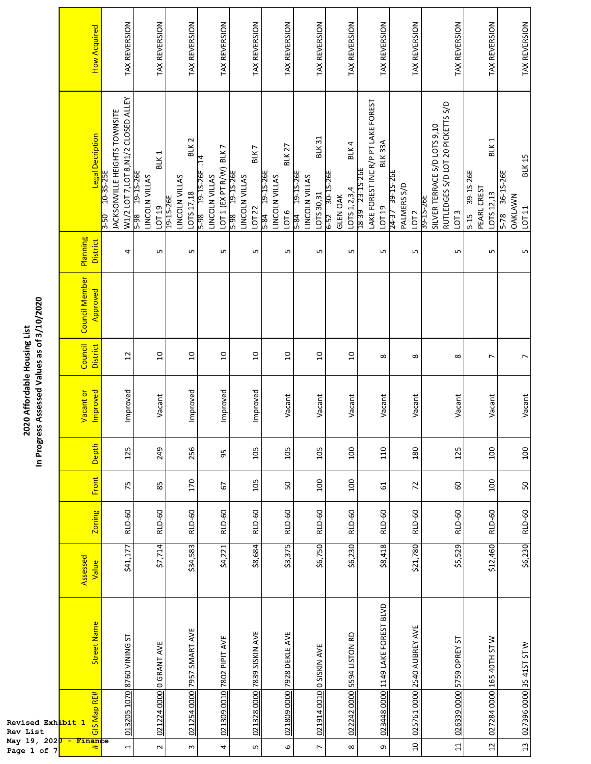# 2020 Affordable Housing List

## In Progress Assessed Values as of 3/10/2020

| # | GIS Map RE# | Street Name | Assessed Value | Zoning | Front | Depth | Vacant or Improved | Council District | Council Member Approved | Planning District | Legal Decription | How Acquired |
|---|---|---|---|---|---|---|---|---|---|---|---|---|
| 1 | 013205 1070 | 8760 VINING ST | $41,177 | RLD-60 | 75 | 125 | Improved | 12 | | 4 | 3-50 10-3S-25E JACKSONVILLE HEIGHTS TOWNSITE W1/2 LOT 7,LOT 8,N1/2 CLOSED ALLEY | TAX REVERSION |
| 2 | 021224 0000 | 0 GRANT AVE | $7,714 | RLD-60 | 85 | 249 | Vacant | 10 | | 5 | 5-98 19-1S-26E LINCOLN VILLAS LOT 19 BLK 1 | TAX REVERSION |
| 3 | 021254 0000 | 7957 SMART AVE | $34,583 | RLD-60 | 170 | 256 | Improved | 10 | | 5 | 19-1S-26E LINCOLN VILLAS LOTS 17,18 BLK 2 | TAX REVERSION |
| 4 | 021309 0010 | 7802 PIPIT AVE | $4,221 | RLD-60 | 67 | 95 | Improved | 10 | | 5 | 5-98 19-1S-26E .14 LINCOLN VILLAS LOT 1 (EX PT R/W) BLK 7 | TAX REVERSION |
| 5 | 021328 0000 | 7839 SISKIN AVE | $8,684 | RLD-60 | 105 | 105 | Improved | 10 | | 5 | 5-98 19-1S-26E LINCOLN VILLAS LOT 22 BLK 7 | TAX REVERSION |
| 6 | 021809 0000 | 7928 DEKLE AVE | $3,375 | RLD-60 | 50 | 105 | Vacant | 10 | | 5 | 5-84 19-1S-26E LINCOLN VILLAS LOT 6 BLK 27 | TAX REVERSION |
| 7 | 021914 0010 | 0 SISKIN AVE | $6,750 | RLD-60 | 100 | 105 | Vacant | 10 | | 5 | 5-84 19-1S-26E LINCOLN VILLAS LOTS 30,31 BLK 31 | TAX REVERSION |
| 8 | 022242 0000 | 5594 LISTON RD | $6,230 | RLD-60 | 100 | 100 | Vacant | 10 | | 5 | 6-52 30-1S-26E GLEN OAK LOTS 1,2,3,4 BLK 4 | TAX REVERSION |
| 9 | 023448 0000 | 1149 LAKE FOREST BLVD | $8,418 | RLD-60 | 61 | 110 | Vacant | 8 | | 5 | 18-39 23-1S-26E LAKE FOREST INC R/P PT LAKE FOREST LOT 19 BLK 33A | TAX REVERSION |
| 10 | 025761 0000 | 2540 AUBREY AVE | $21,780 | RLD-60 | 72 | 180 | Vacant | 8 | | 5 | 24-37 39-1S-26E PALMERS S/D LOT 2 | TAX REVERSION |
| 11 | 026339 0000 | 5759 OPREY ST | $5,529 | RLD-60 | 60 | 125 | Vacant | 8 | | 5 | 39-1S-26E SILVER TERRACE S/D LOTS 9,10 RUTLEDGES S/D LOT 20 PICKETTS S/D LOT 3 | TAX REVERSION |
| 12 | 027284 0000 | 165 40TH ST W | $12,460 | RLD-60 | 100 | 100 | Vacant | 7 | | 5 | 5-15 39-1S-26E PEARL CREST LOTS 12,13 BLK 1 | TAX REVERSION |
| 13 | 027396 0000 | 35 41ST ST W | $6,230 | RLD-60 | 50 | 100 | Vacant | 7 | | 5 | 5-78 36-1S-26E OAKLAWN LOT 11 BLK 15 | TAX REVERSION |

Revised Exhibit 1
Rev List
May 19, 2020 - Finance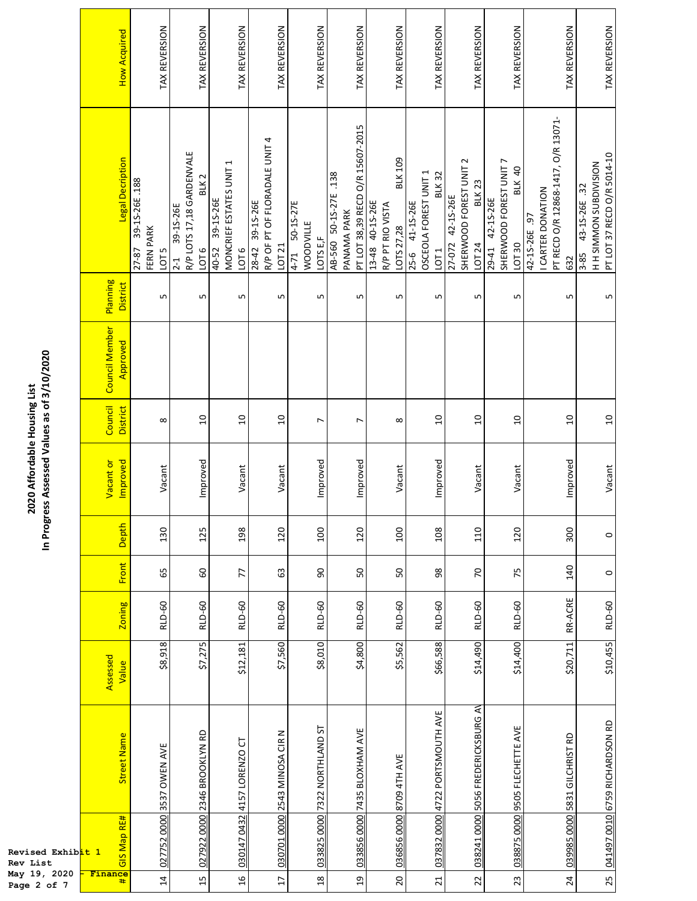# 2020 Affordable Housing List
## In Progress Assessed Values as of 3/10/2020

Revised Exhibit 1
Rev List
May 19, 2020 - Finance

| # | GIS Map RE# | Street Name | Assessed Value | Zoning | Front | Depth | Vacant or Improved | Council District | Council Member Approved | Planning District | Legal Decription | How Acquired |
|---|---|---|---|---|---|---|---|---|---|---|---|---|
| 14 | 027752 0000 | 3537 OWEN AVE | $8,918 | RLD-60 | 65 | 130 | Vacant | 8 | | 5 | 27-87 39-1S-26E .188 FERN PARK LOT 5 | TAX REVERSION |
| 15 | 027922 0000 | 2346 BROOKLYN RD | $7,275 | RLD-60 | 60 | 125 | Improved | 10 | | 5 | 2-1 39-1S-26E R/P LOTS 17,18 GARDENVALE LOT 6 BLK 2 | TAX REVERSION |
| 16 | 030147 0432 | 4157 LORENZO CT | $12,181 | RLD-60 | 77 | 198 | Vacant | 10 | | 5 | 40-52 39-1S-26E MONCRIEF ESTATES UNIT 1 LOT 6 | TAX REVERSION |
| 17 | 030701 0000 | 2543 MINOSA CIR N | $7,560 | RLD-60 | 63 | 120 | Vacant | 10 | | 5 | 28-42 39-1S-26E R/P OF PT OF FLORADALE UNIT 4 LOT 21 | TAX REVERSION |
| 18 | 033825 0000 | 7322 NORTHLAND ST | $8,010 | RLD-60 | 90 | 100 | Improved | 7 | | 5 | 4-71 50-1S-27E WOODVILLE LOTS E,F | TAX REVERSION |
| 19 | 033856 0000 | 7435 BLOXHAM AVE | $4,800 | RLD-60 | 50 | 120 | Improved | 7 | | 5 | AB-560 50-1S-27E .138 PANAMA PARK PT LOT 38,39 RECD O/R 15607-2015 | TAX REVERSION |
| 20 | 036856 0000 | 8709 4TH AVE | $5,562 | RLD-60 | 50 | 100 | Vacant | 8 | | 5 | 13-48 40-1S-26E R/P PT RIO VISTA LOTS 27,28 BLK 109 | TAX REVERSION |
| 21 | 037832 0000 | 4722 PORTSMOUTH AVE | $66,588 | RLD-60 | 98 | 108 | Improved | 10 | | 5 | 25-6 41-1S-26E OSCEOLA FOREST UNIT 1 LOT 1 BLK 32 | TAX REVERSION |
| 22 | 038241 0000 | 5056 FREDERICKSBURG AV | $14,490 | RLD-60 | 70 | 110 | Vacant | 10 | | 5 | 27-072 42-1S-26E SHERWOOD FOREST UNIT 2 LOT 24 BLK 23 | TAX REVERSION |
| 23 | 038875 0000 | 9505 FLECHETTE AVE | $14,400 | RLD-60 | 75 | 120 | Vacant | 10 | | 5 | 29-41 42-1S-26E SHERWOOD FOREST UNIT 7 LOT 30 BLK 40 | TAX REVERSION |
| 24 | 039985 0000 | 5831 GILCHRIST RD | $20,711 | RR-ACRE | 140 | 300 | Improved | 10 | | 5 | 42-1S-26E .97 I CARTER DONATION PT RECD O/R 12868-1417, O/R 13071-632 | TAX REVERSION |
| 25 | 041497 0010 | 6759 RICHARDSON RD | $10,455 | RLD-60 | 0 | 0 | Vacant | 10 | | 5 | 3-85 43-1S-26E .32 H H SIMMON SUBDIVISION PT LOT 37 RECD O/R 5014-10 | TAX REVERSION |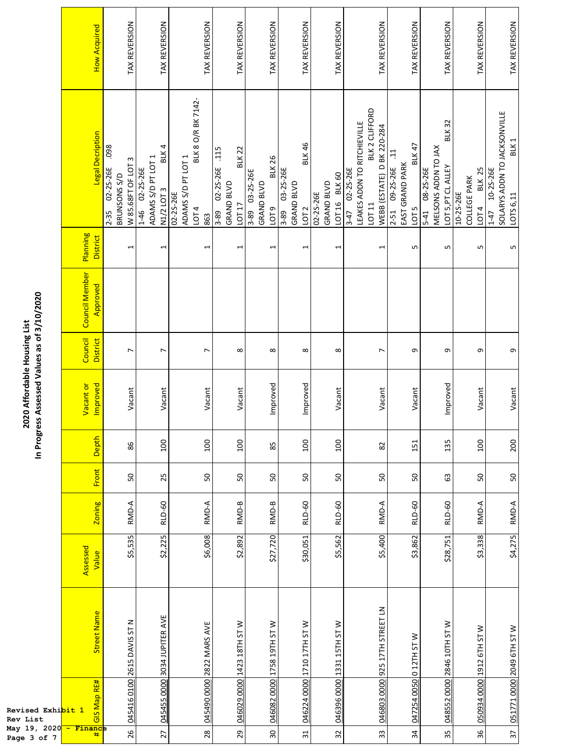# 2020 Affordable Housing List
## In Progress Assessed Values as of 3/10/2020

Revised Exhibit 1
Rev List
May 19, 2020 - Finance

| # | GIS Map RE# | Street Name | Assessed Value | Zoning | Front | Depth | Vacant or Improved | Council District | Council Member Approved | Planning District | Legal Decription | How Acquired |
|---|---|---|---|---|---|---|---|---|---|---|---|---|
| 26 | 045416 0100 | 2615 DAVIS ST N | $5,535 | RMD-A | 50 | 86 | Vacant | 7 | | 1 | 2-35 02-2S-26E .098 BRUNSONS S/D W 85.68FT OF LOT 3 | TAX REVERSION |
| 27 | 045455 0000 | 3034 JUPITER AVE | $2,225 | RLD-60 | 25 | 100 | Vacant | 7 | | 1 | 1-46 02-2S-26E ADAMS S/D PT LOT 1 N1/2 LOT 3 BLK 4 | TAX REVERSION |
| 28 | 045490 0000 | 2822 MARS AVE | $6,008 | RMD-A | 50 | 100 | Vacant | 7 | | 1 | 02-2S-26E ADAMS S/D PT LOT 1 LOT 4 BLK 8 O/R BK 7142-863 | TAX REVERSION |
| 29 | 046029 0000 | 1423 18TH ST W | $2,892 | RMD-B | 50 | 100 | Vacant | 8 | | 1 | 3-89 02-2S-26E .115 GRAND BLVD LOT 17 BLK 22 | TAX REVERSION |
| 30 | 046082 0000 | 1758 19TH ST W | $27,720 | RMD-B | 50 | 85 | Improved | 8 | | 1 | 3-89 03-2S-26E GRAND BLVD LOT 9 BLK 26 | TAX REVERSION |
| 31 | 046224 0000 | 1710 17TH ST W | $30,051 | RLD-60 | 50 | 100 | Improved | 8 | | 1 | 3-89 03-2S-26E GRAND BLVD LOT 2 BLK 46 | TAX REVERSION |
| 32 | 046396 0000 | 1331 15TH ST W | $5,562 | RLD-60 | 50 | 100 | Vacant | 8 | | 1 | 02-2S-26E GRAND BLVD LOT 16 BLK 60 | TAX REVERSION |
| 33 | 046803 0000 | 925 17TH STREET LN | $5,400 | RMD-A | 50 | 82 | Vacant | 7 | | 1 | 3-47 02-2S-26E LEAKES ADDN TO RITCHIEVILLE LOT 11 BLK 2 CLIFFORD WEBB (ESTATE) D BK 220-284 | TAX REVERSION |
| 34 | 047254 0050 | 0 12TH ST W | $3,862 | RLD-60 | 50 | 151 | Vacant | 9 | | 5 | 2-51 09-2S-26E .11 EAST GRAND PARK LOT 5 BLK 47 | TAX REVERSION |
| 35 | 048552 0000 | 2846 10TH ST W | $28,751 | RLD-60 | 63 | 135 | Improved | 9 | | 5 | 5-41 08-2S-26E MELSONS ADDN TO JAX LOT 5,PT CL ALLEY BLK 32 | TAX REVERSION |
| 36 | 050934 0000 | 1912 6TH ST W | $3,338 | RMD-A | 50 | 100 | Vacant | 9 | | 5 | 10-2S-26E COLLEGE PARK LOT 4 BLK 25 | TAX REVERSION |
| 37 | 051771 0000 | 2049 6TH ST W | $4,275 | RMD-A | 50 | 200 | Vacant | 9 | | 5 | 1-47 10-2S-26E SOLARYS ADDN TO JACKSONVILLE LOTS 6,11 BLK 1 | TAX REVERSION |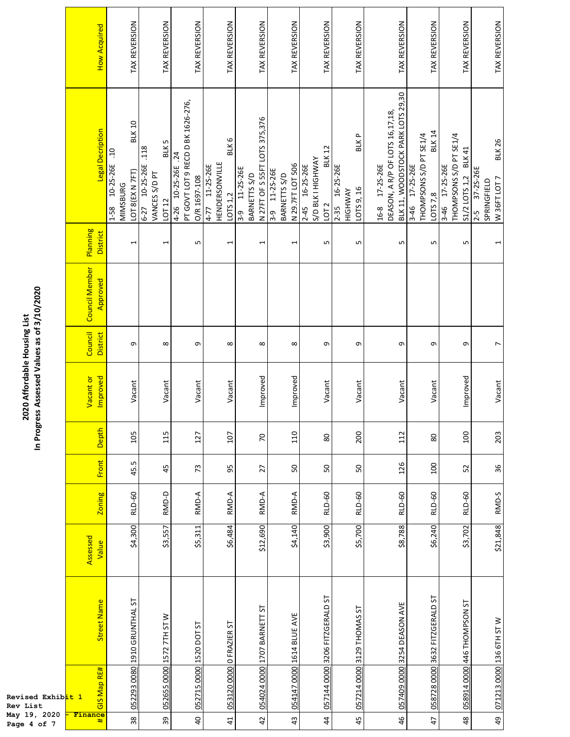Revised Exhibit 1
Rev List
May 19, 2020 - Finance

## 2020 Affordable Housing List
## In Progress Assessed Values as of 3/10/2020

| # | GIS Map RE# | Street Name | Assessed Value | Zoning | Front | Depth | Vacant or Improved | Council District | Council Member Approved | Planning District | Legal Decription | How Acquired |
|---|---|---|---|---|---|---|---|---|---|---|---|---|
| 38 | 052293 0080 | 1910 GRUNTHAL ST | $4,300 | RLD-60 | 45.5 | 105 | Vacant | 9 | | 1 | 1-58 10-2S-26E .10 MIMSBURG LOT 8(EX N 7FT) BLK 10 | TAX REVERSION |
| 39 | 052655 0000 | 1572 7TH ST W | $3,557 | RMD-D | 45 | 115 | Vacant | 8 | | 1 | 6-27 10-2S-26E .118 VANCES S/D PT LOT 12 BLK 5 | TAX REVERSION |
| 40 | 052715 0000 | 1520 DOT ST | $5,311 | RMD-A | 73 | 127 | Vacant | 9 | | 5 | 4-26 10-2S-26E .24 PT GOVT LOT 9 RECD D BK 1626-276, O/R 1697-108 | TAX REVERSION |
| 41 | 053120 0000 | 0 FRAZIER ST | $6,484 | RMD-A | 95 | 107 | Vacant | 8 | | 1 | 4-77 11-2S-26E HENDERSONVILLE LOTS 1,2 BLK 6 | TAX REVERSION |
| 42 | 054024 0000 | 1707 BARNETT ST | $12,690 | RMD-A | 27 | 70 | Improved | 8 | | 1 | 3-9 11-2S-26E BARNETTS S/D N 27FT OF S 55FT LOTS 375,376 | TAX REVERSION |
| 43 | 054147 0000 | 1614 BLUE AVE | $4,140 | RMD-A | 50 | 110 | Improved | 8 | | 1 | 3-9 11-2S-26E BARNETTS S/D N 29.7FT LOT 506 | TAX REVERSION |
| 44 | 057144 0000 | 3206 FITZGERALD ST | $3,900 | RLD-60 | 50 | 80 | Vacant | 9 | | 5 | 2-45 16-2S-26E S/D BLK I HIGHWAY LOT 2 BLK 12 | TAX REVERSION |
| 45 | 057214 0000 | 3129 THOMAS ST | $5,700 | RLD-60 | 50 | 200 | Vacant | 9 | | 5 | 2-35 16-2S-26E HIGHWAY LOTS 9, 16 BLK P | TAX REVERSION |
| 46 | 057409 0000 | 3254 DEASON AVE | $8,788 | RLD-60 | 126 | 112 | Vacant | 9 | | 5 | 16-8 17-2S-26E DEASON, A R/P OF LOTS 16,17,18, BLK 11, WOODSTOCK PARK LOTS 29,30 | TAX REVERSION |
| 47 | 058728 0000 | 3632 FITZGERALD ST | $6,240 | RLD-60 | 100 | 80 | Vacant | 9 | | 5 | 3-46 17-2S-26E THOMPSONS S/D PT SE1/4 LOTS 7,8 BLK 14 | TAX REVERSION |
| 48 | 058914 0000 | 446 THOMPSON ST | $3,702 | RLD-60 | 52 | 100 | Improved | 9 | | 5 | 3-46 17-2S-26E THOMPSONS S/D PT SE1/4 S1/2 LOTS 1,2 BLK 41 | TAX REVERSION |
| 49 | 071213 0000 | 136 6TH ST W | $21,848 | RMD-S | 36 | 203 | Vacant | 7 | | 1 | 2-5 37-2S-26E SPRINGFIELD W 36FT LOT 7 BLK 26 | TAX REVERSION |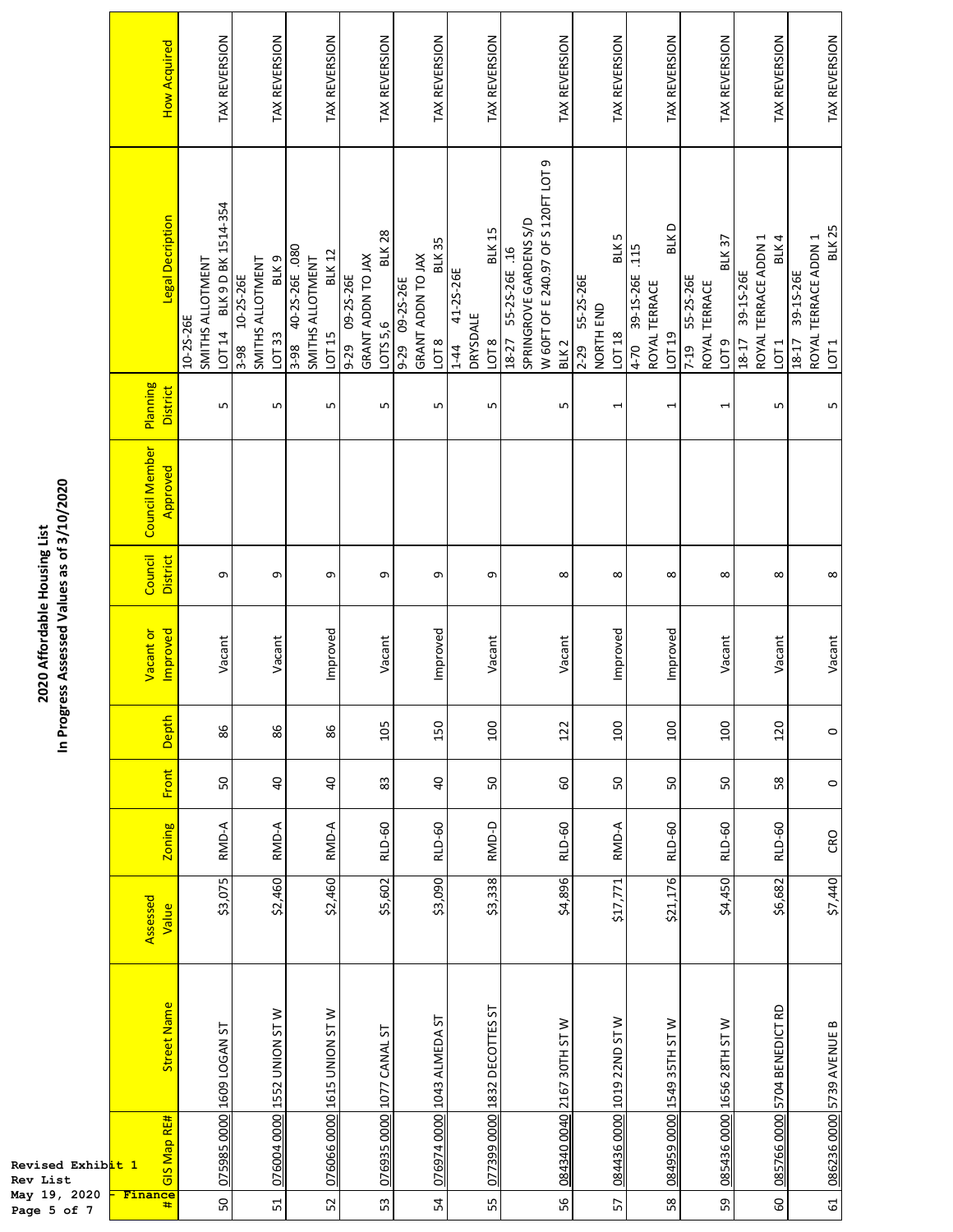# 2020 Affordable Housing List

## In Progress Assessed Values as of 3/10/2020

| # | GIS Map RE# | Street Name | Assessed Value | Zoning | Front | Depth | Vacant or Improved | Council District | Council Member Approved | Planning District | Legal Decription | How Acquired |
|---|---|---|---|---|---|---|---|---|---|---|---|---|
| 50 | 075985 0000 | 1609 LOGAN ST | $3,075 | RMD-A | 50 | 86 | Vacant | 9 | | 5 | 10-2S-26E SMITHS ALLOTMENT LOT 14 BLK 9 D BK 1514-354 | TAX REVERSION |
| 51 | 076004 0000 | 1552 UNION ST W | $2,460 | RMD-A | 40 | 86 | Vacant | 9 | | 5 | 3-98 10-2S-26E SMITHS ALLOTMENT LOT 33 BLK 9 | TAX REVERSION |
| 52 | 076066 0000 | 1615 UNION ST W | $2,460 | RMD-A | 40 | 86 | Improved | 9 | | 5 | 3-98 40-2S-26E .080 SMITHS ALLOTMENT LOT 15 BLK 12 | TAX REVERSION |
| 53 | 076935 0000 | 1077 CANAL ST | $5,602 | RLD-60 | 83 | 105 | Vacant | 9 | | 5 | 9-29 09-2S-26E GRANT ADDN TO JAX LOTS 5,6 BLK 28 | TAX REVERSION |
| 54 | 076974 0000 | 1043 ALMEDA ST | $3,090 | RLD-60 | 40 | 150 | Improved | 9 | | 5 | 9-29 09-2S-26E GRANT ADDN TO JAX LOT 8 BLK 35 | TAX REVERSION |
| 55 | 077399 0000 | 1832 DECOTTES ST | $3,338 | RMD-D | 50 | 100 | Vacant | 9 | | 5 | 1-44 41-2S-26E DRYSDALE LOT 8 BLK 15 | TAX REVERSION |
| 56 | 084340 0040 | 2167 30TH ST W | $4,896 | RLD-60 | 60 | 122 | Vacant | 8 | | 5 | 18-27 55-2S-26E .16 SPRINGROVE GARDENS S/D W 60FT OF E 240.97 OF S 120FT LOT 9 BLK 2 | TAX REVERSION |
| 57 | 084436 0000 | 1019 22ND ST W | $17,771 | RMD-A | 50 | 100 | Improved | 8 | | 1 | 2-29 55-2S-26E NORTH END LOT 18 BLK 5 | TAX REVERSION |
| 58 | 084959 0000 | 1549 35TH ST W | $21,176 | RLD-60 | 50 | 100 | Improved | 8 | | 1 | 4-70 39-1S-26E .115 ROYAL TERRACE LOT 19 BLK D | TAX REVERSION |
| 59 | 085436 0000 | 1656 28TH ST W | $4,450 | RLD-60 | 50 | 100 | Vacant | 8 | | 1 | 7-19 55-2S-26E ROYAL TERRACE LOT 9 BLK 37 | TAX REVERSION |
| 60 | 085766 0000 | 5704 BENEDICT RD | $6,682 | RLD-60 | 58 | 120 | Vacant | 8 | | 5 | 18-17 39-1S-26E ROYAL TERRACE ADDN 1 LOT 1 BLK 4 | TAX REVERSION |
| 61 | 086236 0000 | 5739 AVENUE B | $7,440 | CRO | 0 | 0 | Vacant | 8 | | 5 | 18-17 39-1S-26E ROYAL TERRACE ADDN 1 LOT 1 BLK 25 | TAX REVERSION |

Revised Exhibit 1
Rev List
May 19, 2020 - Finance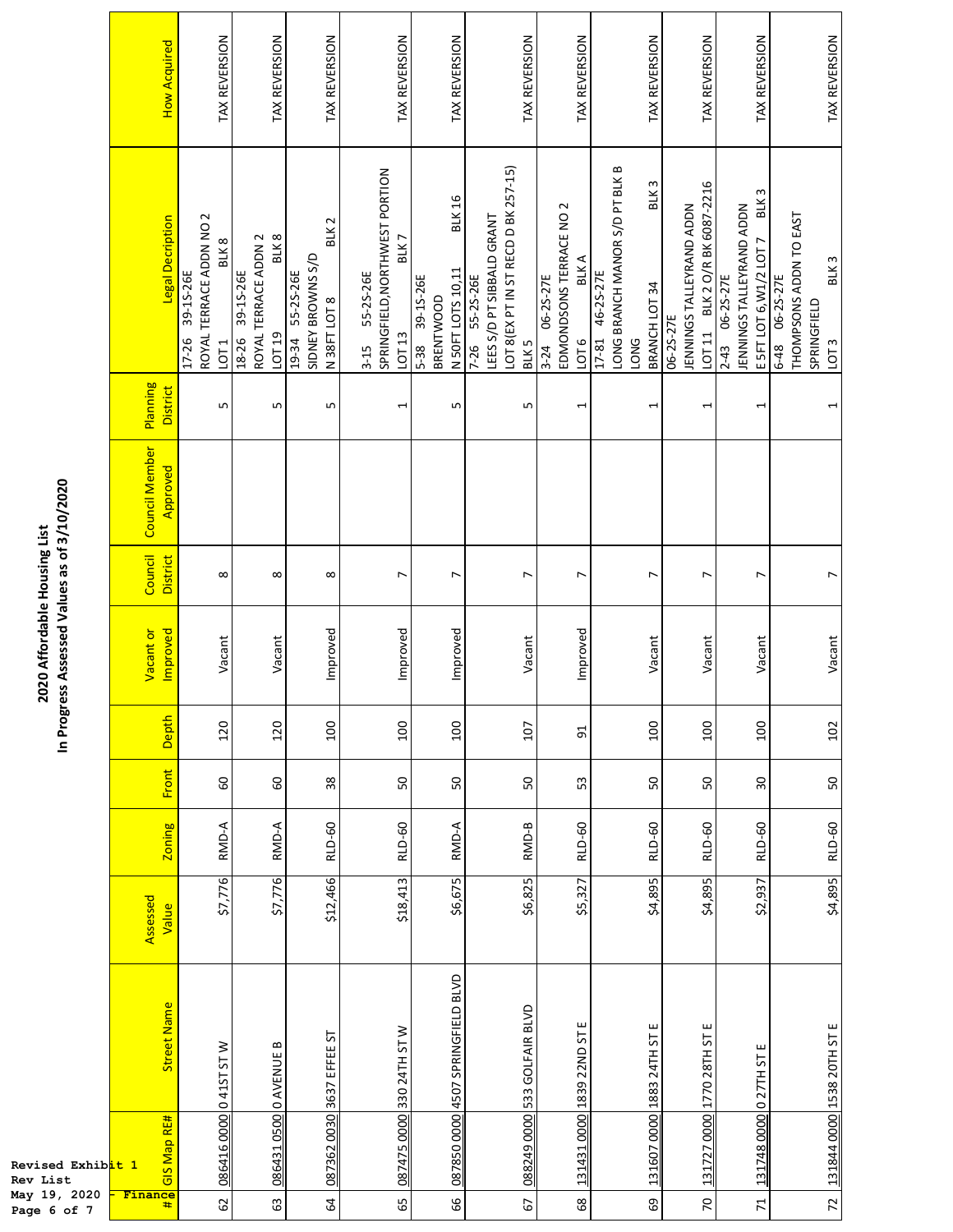# 2020 Affordable Housing List
## In Progress Assessed Values as of 3/10/2020

| # | GIS Map RE# | Street Name | Assessed Value | Zoning | Front | Depth | Vacant or Improved | Council District | Council Member Approved | Planning District | Legal Decription | How Acquired |
|---|---|---|---|---|---|---|---|---|---|---|---|---|
| 62 | 086416 0000 | 0 41ST ST W | $7,776 | RMD-A | 60 | 120 | Vacant | 8 | | 5 | 17-26 39-1S-26E ROYAL TERRACE ADDN NO 2 LOT 1 BLK 8 | TAX REVERSION |
| 63 | 086431 0500 | 0 AVENUE B | $7,776 | RMD-A | 60 | 120 | Vacant | 8 | | 5 | 18-26 39-1S-26E ROYAL TERRACE ADDN 2 LOT 19 BLK 8 | TAX REVERSION |
| 64 | 087362 0030 | 3637 EFFEE ST | $12,466 | RLD-60 | 38 | 100 | Improved | 8 | | 5 | 19-34 55-2S-26E SIDNEY BROWNS S/D N 38FT LOT 8 BLK 2 | TAX REVERSION |
| 65 | 087475 0000 | 330 24TH ST W | $18,413 | RLD-60 | 50 | 100 | Improved | 7 | | 1 | 3-15 55-2S-26E SPRINGFIELD,NORTHWEST PORTION LOT 13 BLK 7 | TAX REVERSION |
| 66 | 087850 0000 | 4507 SPRINGFIELD BLVD | $6,675 | RMD-A | 50 | 100 | Improved | 7 | | 5 | 5-38 39-1S-26E BRENTWOOD N 50FT LOTS 10,11 BLK 16 | TAX REVERSION |
| 67 | 088249 0000 | 533 GOLFAIR BLVD | $6,825 | RMD-B | 50 | 107 | Vacant | 7 | | 5 | 7-26 55-2S-26E LEES S/D PT SIBBALD GRANT LOT 8(EX PT IN ST RECD D BK 257-15) BLK 5 | TAX REVERSION |
| 68 | 131431 0000 | 1839 22ND ST E | $5,327 | RLD-60 | 53 | 91 | Improved | 7 | | 1 | 3-24 06-2S-27E EDMONDSONS TERRACE NO 2 LOT 6 BLK A | TAX REVERSION |
| 69 | 131607 0000 | 1883 24TH ST E | $4,895 | RLD-60 | 50 | 100 | Vacant | 7 | | 1 | 17-81 46-2S-27E LONG BRANCH MANOR S/D PT BLK B LONG BRANCH LOT 34 BLK 3 | TAX REVERSION |
| 70 | 131727 0000 | 1770 28TH ST E | $4,895 | RLD-60 | 50 | 100 | Vacant | 7 | | 1 | 06-2S-27E JENNINGS TALLEYRAND ADDN LOT 11 BLK 2 O/R BK 6087-2216 | TAX REVERSION |
| 71 | 131748 0000 | 0 27TH ST E | $2,937 | RLD-60 | 30 | 100 | Vacant | 7 | | 1 | 2-43 06-2S-27E JENNINGS TALLEYRAND ADDN E 5FT LOT 6,W1/2 LOT 7 BLK 3 | TAX REVERSION |
| 72 | 131844 0000 | 1538 20TH ST E | $4,895 | RLD-60 | 50 | 102 | Vacant | 7 | | 1 | 6-48 06-2S-27E THOMPSONS ADDN TO EAST SPRINGFIELD LOT 3 BLK 3 | TAX REVERSION |

Revised Exhibit 1
Rev List
May 19, 2020 - Finance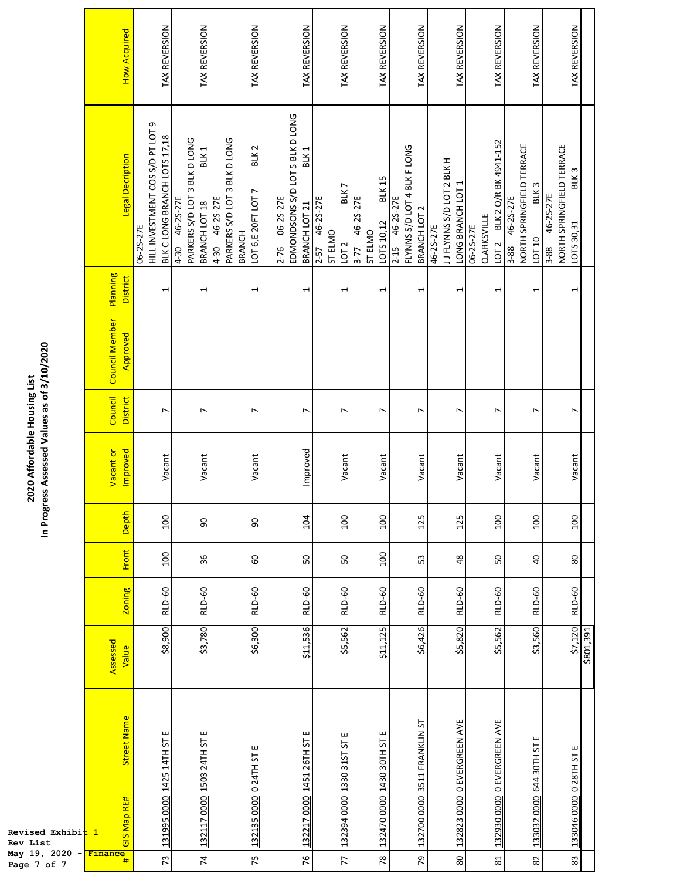Revised Exhibit 1
Rev List
May 19, 2020 - Finance

# 2020 Affordable Housing List
## In Progress Assessed Values as of 3/10/2020

| # | GIS Map RE# | Street Name | Assessed Value | Zoning | Front | Depth | Vacant or Improved | Council District | Council Member Approved | Planning District | Legal Decription | How Acquired |
|---|---|---|---|---|---|---|---|---|---|---|---|---|
| 73 | 131995 0000 | 1425 14TH ST E | $8,900 | RLD-60 | 100 | 100 | Vacant | 7 | | 1 | 06-2S-27E HILL INVESTMENT COS S/D PT LOT 9 BLK C LONG BRANCH LOTS 17,18 | TAX REVERSION |
| 74 | 132117 0000 | 1503 24TH ST E | $3,780 | RLD-60 | 36 | 90 | Vacant | 7 | | 1 | 4-30 46-2S-27E PARKERS S/D LOT 3 BLK D LONG BRANCH LOT 18 BLK 1 | TAX REVERSION |
| 75 | 132135 0000 | 0 24TH ST E | $6,300 | RLD-60 | 60 | 90 | Vacant | 7 | | 1 | 4-30 46-2S-27E PARKERS S/D LOT 3 BLK D LONG BRANCH LOT 6,E 20FT LOT 7 BLK 2 | TAX REVERSION |
| 76 | 132217 0000 | 1451 26TH ST E | $11,536 | RLD-60 | 50 | 104 | Improved | 7 | | 1 | 2-76 06-2S-27E EDMONDSONS S/D LOT 5 BLK D LONG BRANCH LOT 21 BLK 1 | TAX REVERSION |
| 77 | 132394 0000 | 1330 31ST ST E | $5,562 | RLD-60 | 50 | 100 | Vacant | 7 | | 1 | 2-57 46-2S-27E ST ELMO LOT 2 BLK 7 | TAX REVERSION |
| 78 | 132470 0000 | 1430 30TH ST E | $11,125 | RLD-60 | 100 | 100 | Vacant | 7 | | 1 | 3-77 46-2S-27E ST ELMO LOTS 10,12 BLK 15 | TAX REVERSION |
| 79 | 132700 0000 | 3511 FRANKLIN ST | $6,426 | RLD-60 | 53 | 125 | Vacant | 7 | | 1 | 2-15 46-2S-27E FLYNNS S/D LOT 4 BLK F LONG BRANCH LOT 2 | TAX REVERSION |
| 80 | 132823 0000 | 0 EVERGREEN AVE | $5,820 | RLD-60 | 48 | 125 | Vacant | 7 | | 1 | 46-2S-27E J J FLYNNS S/D LOT 2 BLK H LONG BRANCH LOT 1 | TAX REVERSION |
| 81 | 132930 0000 | 0 EVERGREEN AVE | $5,562 | RLD-60 | 50 | 100 | Vacant | 7 | | 1 | 06-2S-27E CLARKSVILLE LOT 2 BLK 2 O/R BK 4941-152 | TAX REVERSION |
| 82 | 133032 0000 | 644 30TH ST E | $3,560 | RLD-60 | 40 | 100 | Vacant | 7 | | 1 | 3-88 46-2S-27E NORTH SPRINGFIELD TERRACE LOT 10 BLK 3 | TAX REVERSION |
| 83 | 133046 0000 | 0 28TH ST E | $7,120 | RLD-60 | 80 | 100 | Vacant | 7 | | 1 | 3-88 46-2S-27E NORTH SPRINGFIELD TERRACE LOTS 30,31 BLK 3 | TAX REVERSION |
| | | | $801,391 | | | | | | | | | |